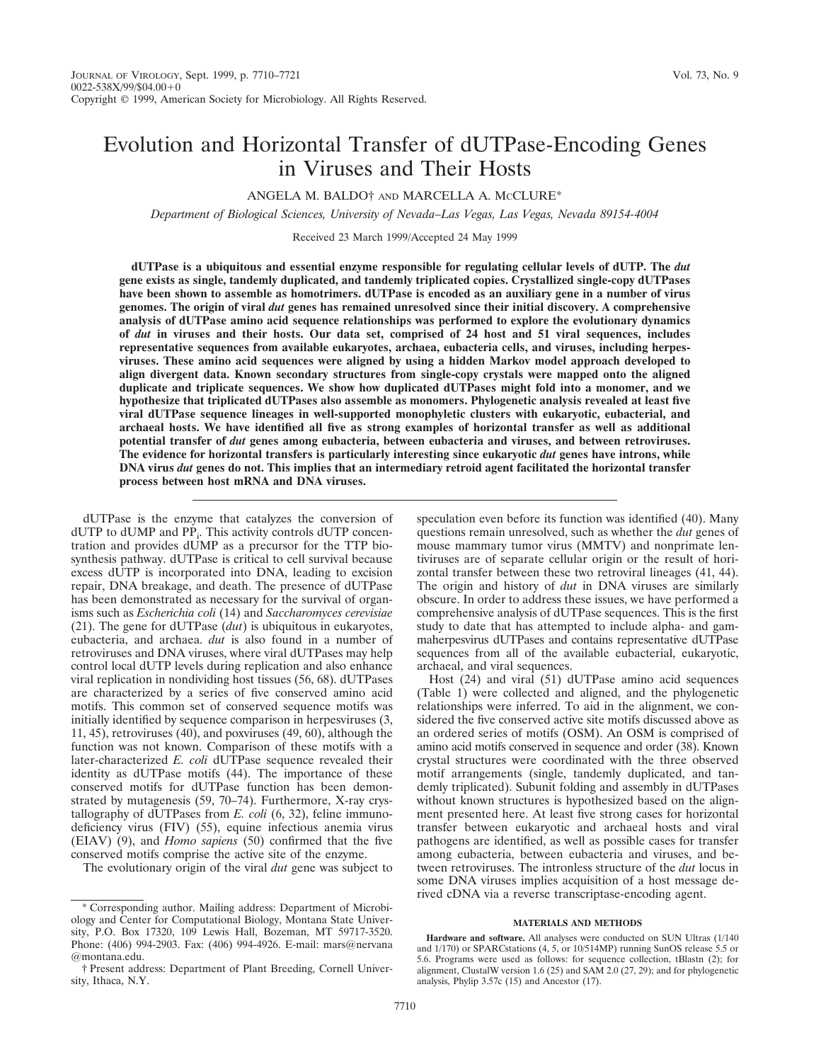# Evolution and Horizontal Transfer of dUTPase-Encoding Genes in Viruses and Their Hosts

ANGELA M. BALDO† AND MARCELLA A. McCLURE*

*Department of Biological Sciences, University of Nevada–Las Vegas, Las Vegas, Nevada 89154-4004*

Received 23 March 1999/Accepted 24 May 1999

**dUTPase is a ubiquitous and essential enzyme responsible for regulating cellular levels of dUTP. The *dut* gene exists as single, tandemly duplicated, and tandemly triplicated copies. Crystallized single-copy dUTPases have been shown to assemble as homotrimers. dUTPase is encoded as an auxiliary gene in a number of virus genomes. The origin of viral *dut* genes has remained unresolved since their initial discovery. A comprehensive analysis of dUTPase amino acid sequence relationships was performed to explore the evolutionary dynamics of *dut* in viruses and their hosts. Our data set, comprised of 24 host and 51 viral sequences, includes representative sequences from available eukaryotes, archaea, eubacteria cells, and viruses, including herpesviruses. These amino acid sequences were aligned by using a hidden Markov model approach developed to align divergent data. Known secondary structures from single-copy crystals were mapped onto the aligned duplicate and triplicate sequences. We show how duplicated dUTPases might fold into a monomer, and we hypothesize that triplicated dUTPases also assemble as monomers. Phylogenetic analysis revealed at least five viral dUTPase sequence lineages in well-supported monophyletic clusters with eukaryotic, eubacterial, and archaeal hosts. We have identified all five as strong examples of horizontal transfer as well as additional potential transfer of *dut* genes among eubacteria, between eubacteria and viruses, and between retroviruses. The evidence for horizontal transfers is particularly interesting since eukaryotic *dut* genes have introns, while DNA virus *dut* genes do not. This implies that an intermediary retroid agent facilitated the horizontal transfer process between host mRNA and DNA viruses.**

---

dUTPase is the enzyme that catalyzes the conversion of dUTP to dUMP and $PP_i$. This activity controls dUTP concentration and provides dUMP as a precursor for the TTP biosynthesis pathway. dUTPase is critical to cell survival because excess dUTP is incorporated into DNA, leading to excision repair, DNA breakage, and death. The presence of dUTPase has been demonstrated as necessary for the survival of organisms such as *Escherichia coli* (14) and *Saccharomyces cerevisiae* (21). The gene for dUTPase (*dut*) is ubiquitous in eukaryotes, eubacteria, and archaea. *dut* is also found in a number of retroviruses and DNA viruses, where viral dUTPases may help control local dUTP levels during replication and also enhance viral replication in nondividing host tissues (56, 68). dUTPases are characterized by a series of five conserved amino acid motifs. This common set of conserved sequence motifs was initially identified by sequence comparison in herpesviruses (3, 11, 45), retroviruses (40), and poxviruses (49, 60), although the function was not known. Comparison of these motifs with a later-characterized *E. coli* dUTPase sequence revealed their identity as dUTPase motifs (44). The importance of these conserved motifs for dUTPase function has been demonstrated by mutagenesis (59, 70–74). Furthermore, X-ray crystallography of dUTPases from *E. coli* (6, 32), feline immunodeficiency virus (FIV) (55), equine infectious anemia virus (EIAV) (9), and *Homo sapiens* (50) confirmed that the five conserved motifs comprise the active site of the enzyme.

The evolutionary origin of the viral *dut* gene was subject to speculation even before its function was identified (40). Many questions remain unresolved, such as whether the *dut* genes of mouse mammary tumor virus (MMTV) and nonprimate lentiviruses are of separate cellular origin or the result of horizontal transfer between these two retroviral lineages (41, 44). The origin and history of *dut* in DNA viruses are similarly obscure. In order to address these issues, we have performed a comprehensive analysis of dUTPase sequences. This is the first study to date that has attempted to include alpha- and gammaherpesvirus dUTPases and contains representative dUTPase sequences from all of the available eubacterial, eukaryotic, archaeal, and viral sequences.

Host (24) and viral (51) dUTPase amino acid sequences (Table 1) were collected and aligned, and the phylogenetic relationships were inferred. To aid in the alignment, we considered the five conserved active site motifs discussed above as an ordered series of motifs (OSM). An OSM is comprised of amino acid motifs conserved in sequence and order (38). Known crystal structures were coordinated with the three observed motif arrangements (single, tandemly duplicated, and tandemly triplicated). Subunit folding and assembly in dUTPases without known structures is hypothesized based on the alignment presented here. At least five strong cases for horizontal transfer between eukaryotic and archaeal hosts and viral pathogens are identified, as well as possible cases for transfer among eubacteria, between eubacteria and viruses, and between retroviruses. The intronless structure of the *dut* locus in some DNA viruses implies acquisition of a host message derived cDNA via a reverse transcriptase-encoding agent.

## MATERIALS AND METHODS

**Hardware and software.** All analyses were conducted on SUN Ultras (1/140 and 1/170) or SPARCstations (4, 5, or 10/514MP) running SunOS release 5.5 or 5.6. Programs were used as follows: for sequence collection, tBlastn (2); for alignment, ClustalW version 1.6 (25) and SAM 2.0 (27, 29); and for phylogenetic analysis, Phylip 3.57c (15) and Ancestor (17).

---

\* Corresponding author. Mailing address: Department of Microbiology and Center for Computational Biology, Montana State University, P.O. Box 17320, 109 Lewis Hall, Bozeman, MT 59717-3520. Phone: (406) 994-2903. Fax: (406) 994-4926. E-mail: mars@nervana.montana.edu.

† Present address: Department of Plant Breeding, Cornell University, Ithaca, N.Y.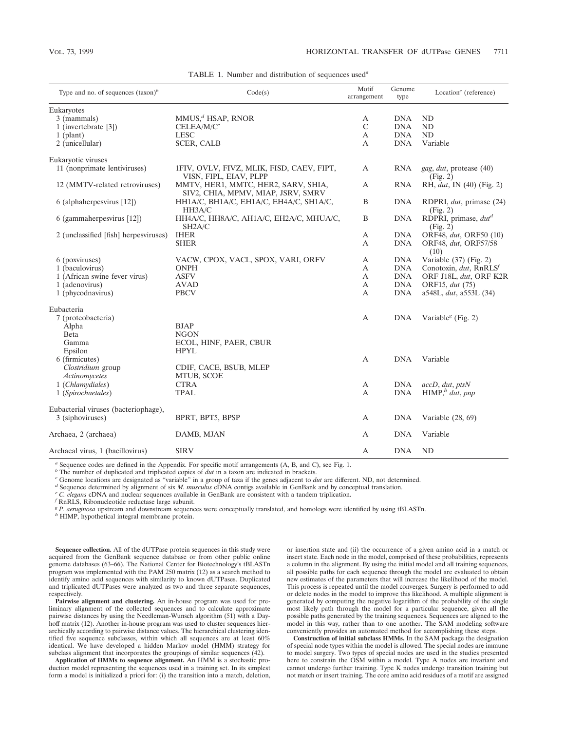TABLE 1. Number and distribution of sequences used[a]

| Type and no. of sequences (taxon)[b] | Code(s) | Motif arrangement | Genome type | Location[c] (reference) |
|---|---|---|---|---|
| Eukaryotes | | | | |
| 3 (mammals) | MMUS,[d] HSAP, RNOR | A | DNA | ND |
| 1 (invertebrate [3]) | CELEA/M/C[e] | C | DNA | ND |
| 1 (plant) | LESC | A | DNA | ND |
| 2 (unicellular) | SCER, CALB | A | DNA | Variable |
| Eukaryotic viruses | | | | |
| 11 (nonprimate lentiviruses) | 1FIV, OVLV, FIVZ, MLIK, FISD, CAEV, FIPT, VISN, FIPL, EIAV, PLPP | A | RNA | *gag*, *dut*, protease (40) (Fig. 2) |
| 12 (MMTV-related retroviruses) | MMTV, HER1, MMTC, HER2, SARV, SHIA, SIV2, CHIA, MPMV, MIAP, JSRV, SMRV | A | RNA | RH, *dut*, IN (40) (Fig. 2) |
| 6 (alphaherpesvirus [12]) | HH1A/C, BH1A/C, EH1A/C, EH4A/C, SH1A/C, HH3A/C | B | DNA | RDPRI, *dut*, primase (24) (Fig. 2) |
| 6 (gammaherpesvirus [12]) | HH4A/C, HH8A/C, AH1A/C, EH2A/C, MHUA/C, SH2A/C | B | DNA | RDPRI, primase, *dut*[d] (Fig. 2) |
| 2 (unclassified [fish] herpesviruses) | IHER | A | DNA | ORF48, *dut*, ORF50 (10) |
| | SHER | A | DNA | ORF48, *dut*, ORF57/58 (10) |
| 6 (poxviruses) | VACW, CPOX, VACL, SPOX, VARI, ORFV | A | DNA | Variable (37) (Fig. 2) |
| 1 (baculovirus) | ONPH | A | DNA | Conotoxin, *dut*, RnRLS[f] |
| 1 (African swine fever virus) | ASFV | A | DNA | ORF J18L, *dut*, ORF K2R |
| 1 (adenovirus) | AVAD | A | DNA | ORF15, *dut* (75) |
| 1 (phycodnavirus) | PBCV | A | DNA | a548L, *dut*, a553L (34) |
| Eubacteria | | | | |
| 7 (proteobacteria) | | A | DNA | Variable[g] (Fig. 2) |
| Alpha | BJAP | | | |
| Beta | NGON | | | |
| Gamma | ECOL, HINF, PAER, CBUR | | | |
| Epsilon | HPYL | | | |
| 6 (firmicutes) | | A | DNA | Variable |
| *Clostridium* group | CDIF, CACE, BSUB, MLEP | | | |
| *Actinomycetes* | MTUB, SCOE | | | |
| 1 (*Chlamydiales*) | CTRA | A | DNA | *accD*, *dut*, *ptsN* |
| 1 (*Spirochaetales*) | TPAL | A | DNA | HIMP,[h] *dut*, *pnp* |
| Eubacterial viruses (bacteriophage), 3 (siphoviruses) | BPRT, BPT5, BPSP | A | DNA | Variable (28, 69) |
| Archaea, 2 (archaea) | DAMB, MJAN | A | DNA | Variable |
| Archaeal virus, 1 (bacillovirus) | SIRV | A | DNA | ND |

[a] Sequence codes are defined in the Appendix. For specific motif arrangements (A, B, and C), see Fig. 1.
[b] The number of duplicated and triplicated copies of *dut* in a taxon are indicated in brackets.
[c] Genome locations are designated as "variable" in a group of taxa if the genes adjacent to *dut* are different. ND, not determined.
[d] Sequence determined by alignment of six *M. musculus* cDNA contigs available in GenBank and by conceptual translation.
[e] *C. elegans* cDNA and nuclear sequences available in GenBank are consistent with a tandem triplication.
[f] RnRLS, Ribonucleotide reductase large subunit.
[g] *P. aeruginosa* upstream and downstream sequences were conceptually translated, and homologs were identified by using tBLASTn.
[h] HIMP, hypothetical integral membrane protein.

**Sequence collection.** All of the dUTPase protein sequences in this study were acquired from the GenBank sequence database or from other public online genome databases (63–66). The National Center for Biotechnology's tBLASTn program was implemented with the PAM 250 matrix (12) as a search method to identify amino acid sequences with similarity to known dUTPases. Duplicated and triplicated dUTPases were analyzed as two and three separate sequences, respectively.

**Pairwise alignment and clustering.** An in-house program was used for preliminary alignment of the collected sequences and to calculate approximate pairwise distances by using the Needleman-Wunsch algorithm (51) with a Dayhoff matrix (12). Another in-house program was used to cluster sequences hierarchically according to pairwise distance values. The hierarchical clustering identified five sequence subclasses, within which all sequences are at least 60% identical. We have developed a hidden Markov model (HMM) strategy for subclass alignment that incorporates the groupings of similar sequences (42).

**Application of HMMs to sequence alignment.** An HMM is a stochastic production model representing the sequences used in a training set. In its simplest form a model is initialized a priori for: (i) the transition into a match, deletion, or insertion state and (ii) the occurrence of a given amino acid in a match or insert state. Each node in the model, comprised of these probabilities, represents a column in the alignment. By using the initial model and all training sequences, all possible paths for each sequence through the model are evaluated to obtain new estimates of the parameters that will increase the likelihood of the model. This process is repeated until the model converges. Surgery is performed to add or delete nodes in the model to improve this likelihood. A multiple alignment is generated by computing the negative logarithm of the probability of the single most likely path through the model for a particular sequence, given all the possible paths generated by the training sequences. Sequences are aligned to the model in this way, rather than to one another. The SAM modeling software conveniently provides an automated method for accomplishing these steps.

**Construction of initial subclass HMMs.** In the SAM package the designation of special node types within the model is allowed. The special nodes are immune to model surgery. Two types of special nodes are used in the studies presented here to constrain the OSM within a model. Type A nodes are invariant and cannot undergo further training. Type K nodes undergo transition training but not match or insert training. The core amino acid residues of a motif are assigned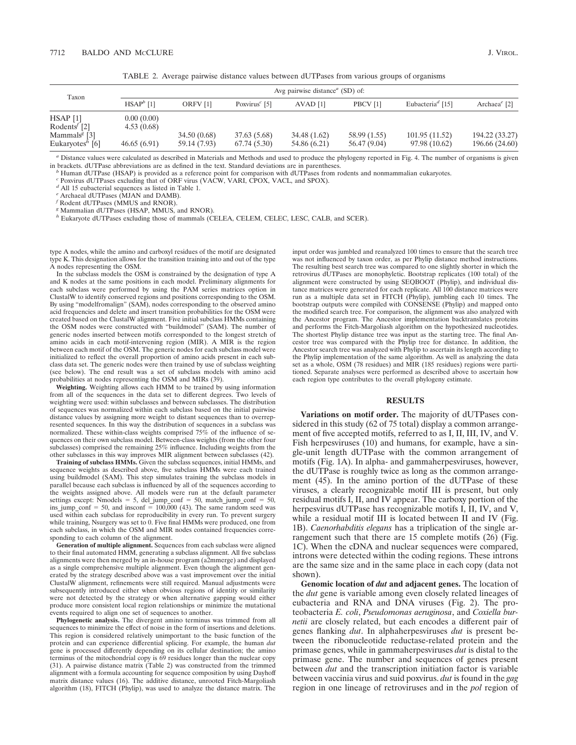TABLE 2. Average pairwise distance values between dUTPases from various groups of organisms

| Taxon | Avg pairwise distance[a] (SD) of: | | | | | | |
|---|---|---|---|---|---|---|---|
| | HSAP[b] [1] | ORFV [1] | Poxvirus[c] [5] | AVAD [1] | PBCV [1] | Eubacteria[d] [15] | Archaea[e] [2] |
| HSAP [1] | 0.00 (0.00) | | | | | | |
| Rodents[f] [2] | 4.53 (0.68) | | | | | | |
| Mammals[g] [3] | | 34.50 (0.68) | 37.63 (5.68) | 34.48 (1.62) | 58.99 (1.55) | 101.95 (11.52) | 194.22 (33.27) |
| Eukaryotes[h] [6] | 46.65 (6.91) | 59.14 (7.93) | 67.74 (5.30) | 54.86 (6.21) | 56.47 (9.04) | 97.98 (10.62) | 196.66 (24.60) |

[a] Distance values were calculated as described in Materials and Methods and used to produce the phylogeny reported in Fig. 4. The number of organisms is given in brackets. dUTPase abbreviations are as defined in the text. Standard deviations are in parentheses.

[b] Human dUTPase (HSAP) is provided as a reference point for comparison with dUTPases from rodents and nonmammalian eukaryotes.

[c] Poxvirus dUTPases excluding that of ORF virus (VACW, VARI, CPOX, VACL, and SPOX).

[d] All 15 eubacterial sequences as listed in Table 1.

[e] Archaeal dUTPases (MJAN and DAMB).

[f] Rodent dUTPases (MMUS and RNOR).

[g] Mammalian dUTPases (HSAP, MMUS, and RNOR).

[h] Eukaryote dUTPases excluding those of mammals (CELEA, CELEM, CELEC, LESC, CALB, and SCER).

type A nodes, while the amino and carboxyl residues of the motif are designated type K. This designation allows for the transition training into and out of the type A nodes representing the OSM.

In the subclass models the OSM is constrained by the designation of type A and K nodes at the same positions in each model. Preliminary alignments for each subclass were performed by using the PAM series matrices option in ClustalW to identify conserved regions and positions corresponding to the OSM. By using "modelfromalign" (SAM), nodes corresponding to the observed amino acid frequencies and delete and insert transition probabilities for the OSM were created based on the ClustalW alignment. Five initial subclass HMMs containing the OSM nodes were constructed with "buildmodel" (SAM). The number of generic nodes inserted between motifs corresponded to the longest stretch of amino acids in each motif-intervening region (MIR). A MIR is the region between each motif of the OSM. The generic nodes for each subclass model were initialized to reflect the overall proportion of amino acids present in each subclass data set. The generic nodes were then trained by use of subclass weighting (see below). The end result was a set of subclass models with amino acid probabilities at nodes representing the OSM and MIRs (39).

**Weighting.** Weighting allows each HMM to be trained by using information from all of the sequences in the data set to different degrees. Two levels of weighting were used: within subclasses and between subclasses. The distribution of sequences was normalized within each subclass based on the initial pairwise distance values by assigning more weight to distant sequences than to overrepresented sequences. In this way the distribution of sequences in a subclass was normalized. These within-class weights comprised 75% of the influence of sequences on their own subclass model. Between-class weights (from the other four subclasses) comprised the remaining 25% influence. Including weights from the other subclasses in this way improves MIR alignment between subclasses (42).

**Training of subclass HMMs.** Given the subclass sequences, initial HMMs, and sequence weights as described above, five subclass HMMs were each trained using buildmodel (SAM). This step simulates training the subclass models in parallel because each subclass is influenced by all of the sequences according to the weights assigned above. All models were run at the default parameter settings except: Nmodels = 5, del_jump_conf = 50, match_jump_conf = 50, ins_jump_conf = 50, and insconf = 100,000 (43). The same random seed was used within each subclass for reproducibility in every run. To prevent surgery while training, Nsurgery was set to 0. Five final HMMs were produced, one from each subclass, in which the OSM and MIR nodes contained frequencies corresponding to each column of the alignment.

**Generation of multiple alignment.** Sequences from each subclass were aligned to their final automated HMM, generating a subclass alignment. All five subclass alignments were then merged by an in-house program (a2mmerge) and displayed as a single comprehensive multiple alignment. Even though the alignment generated by the strategy described above was a vast improvement over the initial ClustalW alignment, refinements were still required. Manual adjustments were subsequently introduced either when obvious regions of identity or similarity were not detected by the strategy or when alternative gapping would either produce more consistent local region relationships or minimize the mutational events required to align one set of sequences to another.

**Phylogenetic analysis.** The divergent amino terminus was trimmed from all sequences to minimize the effect of noise in the form of insertions and deletions. This region is considered relatively unimportant to the basic function of the protein and can experience differential splicing. For example, the human *dut* gene is processed differently depending on its cellular destination; the amino terminus of the mitochondrial copy is 69 residues longer than the nuclear copy (31). A pairwise distance matrix (Table 2) was constructed from the trimmed alignment with a formula accounting for sequence composition by using Dayhoff matrix distance values (16). The additive distance, unrooted Fitch-Margoliash algorithm (18), FITCH (Phylip), was used to analyze the distance matrix. The input order was jumbled and reanalyzed 100 times to ensure that the search tree was not influenced by taxon order, as per Phylip distance method instructions. The resulting best search tree was compared to one slightly shorter in which the retrovirus dUTPases are monophyletic. Bootstrap replicates (100 total) of the alignment were constructed by using SEQBOOT (Phylip), and individual distance matrices were generated for each replicate. All 100 distance matrices were run as a multiple data set in FITCH (Phylip), jumbling each 10 times. The bootstrap outputs were compiled with CONSENSE (Phylip) and mapped onto the modified search tree. For comparison, the alignment was also analyzed with the Ancestor program. The Ancestor implementation backtranslates proteins and performs the Fitch-Margoliash algorithm on the hypothesized nucleotides. The shortest Phylip distance tree was input as the starting tree. The final Ancestor tree was compared with the Phylip tree for distance. In addition, the Ancestor search tree was analyzed with Phylip to ascertain its length according to the Phylip implementation of the same algorithm. As well as analyzing the data set as a whole, OSM (78 residues) and MIR (185 residues) regions were partitioned. Separate analyses were performed as described above to ascertain how each region type contributes to the overall phylogeny estimate.

## RESULTS

**Variations on motif order.** The majority of dUTPases considered in this study (62 of 75 total) display a common arrangement of five accepted motifs, referred to as I, II, III, IV, and V. Fish herpesviruses (10) and humans, for example, have a single-unit length dUTPase with the common arrangement of motifs (Fig. 1A). In alpha- and gammaherpesviruses, however, the dUTPase is roughly twice as long as the common arrangement (45). In the amino portion of the dUTPase of these viruses, a clearly recognizable motif III is present, but only residual motifs I, II, and IV appear. The carboxy portion of the herpesvirus dUTPase has recognizable motifs I, II, IV, and V, while a residual motif III is located between II and IV (Fig. 1B). *Caenorhabditis elegans* has a triplication of the single arrangement such that there are 15 complete motifs (26) (Fig. 1C). When the cDNA and nuclear sequences were compared, introns were detected within the coding regions. These introns are the same size and in the same place in each copy (data not shown).

**Genomic location of *dut* and adjacent genes.** The location of the *dut* gene is variable among even closely related lineages of eubacteria and RNA and DNA viruses (Fig. 2). The proteobacteria *E. coli*, *Pseudomonas aeruginosa*, and *Coxiella burnetii* are closely related, but each encodes a different pair of genes flanking *dut*. In alphaherpesviruses *dut* is present between the ribonucleotide reductase-related protein and the primase genes, while in gammaherpesviruses *dut* is distal to the primase gene. The number and sequences of genes present between *dut* and the transcription initiation factor is variable between vaccinia virus and suid poxvirus. *dut* is found in the *gag* region in one lineage of retroviruses and in the *pol* region of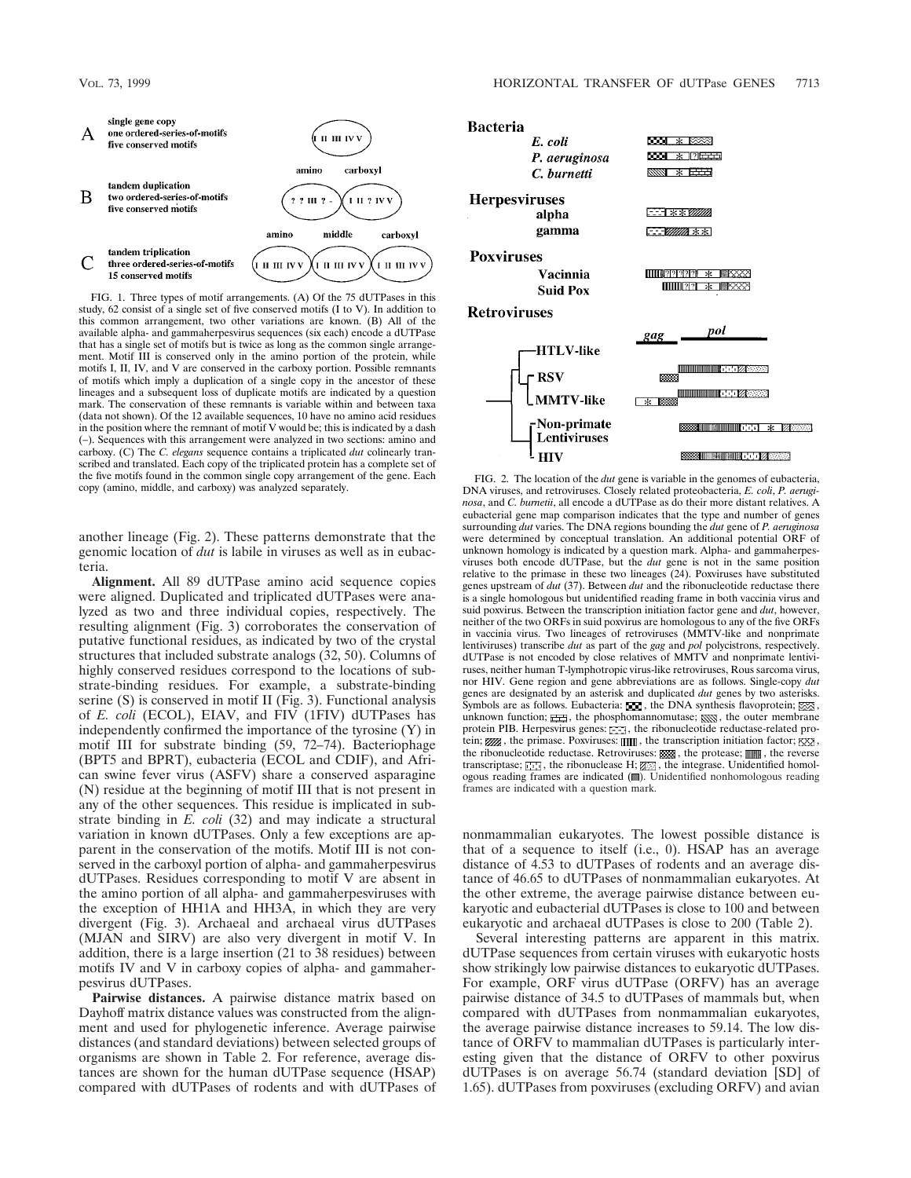FIG. 1. Three types of motif arrangements. (A) Of the 75 dUTPases in this study, 62 consist of a single set of five conserved motifs (I to V). In addition to this common arrangement, two other variations are known. (B) All of the available alpha- and gammaherpesvirus sequences (six each) encode a dUTPase that has a single set of motifs but is twice as long as the common single arrangement. Motif III is conserved only in the amino portion of the protein, while motifs I, II, IV, and V are conserved in the carboxy portion. Possible remnants of motifs which imply a duplication of a single copy in the ancestor of these lineages and a subsequent loss of duplicate motifs are indicated by a question mark. The conservation of these remnants is variable within and between taxa (data not shown). Of the 12 available sequences, 10 have no amino acid residues in the position where the remnant of motif V would be; this is indicated by a dash (–). Sequences with this arrangement were analyzed in two sections: amino and carboxy. (C) The *C. elegans* sequence contains a triplicated *dut* colinearly transcribed and translated. Each copy of the triplicated protein has a complete set of the five motifs found in the common single copy arrangement of the gene. Each copy (amino, middle, and carboxy) was analyzed separately.

FIG. 2. The location of the *dut* gene is variable in the genomes of eubacteria, DNA viruses, and retroviruses. Closely related proteobacteria, *E. coli*, *P. aeruginosa*, and *C. burnetii*, all encode a dUTPase as do their more distant relatives. A eubacterial gene map comparison indicates that the type and number of genes surrounding *dut* varies. The DNA regions bounding the *dut* gene of *P. aeruginosa* were determined by conceptual translation. An additional potential ORF of unknown homology is indicated by a question mark. Alpha- and gammaherpesviruses both encode dUTPase, but the *dut* gene is not in the same position relative to the primase in these two lineages (24). Poxviruses have substituted genes upstream of *dut* (37). Between *dut* and the ribonucleotide reductase there is a single homologous but unidentified reading frame in both vaccinia virus and suid poxvirus. Between the transcription initiation factor gene and *dut*, however, neither of the two ORFs in suid poxvirus are homologous to any of the five ORFs in vaccinia virus. Two lineages of retroviruses (MMTV-like and nonprimate lentiviruses) transcribe *dut* as part of the *gag* and *pol* polycistrons, respectively. dUTPase is not encoded by close relatives of MMTV and nonprimate lentiviruses, neither human T-lymphotropic virus-like retroviruses, Rous sarcoma virus, nor HIV. Gene region and gene abbreviations are as follows. Single-copy *dut* genes are designated by an asterisk and duplicated *dut* genes by two asterisks. Symbols are as follows. Eubacteria: [symbol], the DNA synthesis flavoprotein; [symbol], unknown function; [symbol], the phosphomannomutase; [symbol], the outer membrane protein PIB. Herpesvirus genes: [symbol], the ribonucleotide reductase-related protein; [symbol], the primase. Poxviruses: [symbol], the transcription initiation factor; [symbol], the ribonucleotide reductase. Retroviruses: [symbol], the protease; [symbol], the reverse transcriptase; [symbol], the ribonuclease H; [symbol], the integrase. Unidentified homologous reading frames are indicated ([symbol]). Unidentified nonhomologous reading frames are indicated with a question mark.

another lineage (Fig. 2). These patterns demonstrate that the genomic location of *dut* is labile in viruses as well as in eubacteria.

**Alignment.** All 89 dUTPase amino acid sequence copies were aligned. Duplicated and triplicated dUTPases were analyzed as two and three individual copies, respectively. The resulting alignment (Fig. 3) corroborates the conservation of putative functional residues, as indicated by two of the crystal structures that included substrate analogs (32, 50). Columns of highly conserved residues correspond to the locations of substrate-binding residues. For example, a substrate-binding serine (S) is conserved in motif II (Fig. 3). Functional analysis of *E. coli* (ECOL), EIAV, and FIV (1FIV) dUTPases has independently confirmed the importance of the tyrosine (Y) in motif III for substrate binding (59, 72–74). Bacteriophage (BPT5 and BPRT), eubacteria (ECOL and CDIF), and African swine fever virus (ASFV) share a conserved asparagine (N) residue at the beginning of motif III that is not present in any of the other sequences. This residue is implicated in substrate binding in *E. coli* (32) and may indicate a structural variation in known dUTPases. Only a few exceptions are apparent in the conservation of the motifs. Motif III is not conserved in the carboxyl portion of alpha- and gammaherpesvirus dUTPases. Residues corresponding to motif V are absent in the amino portion of all alpha- and gammaherpesviruses with the exception of HH1A and HH3A, in which they are very divergent (Fig. 3). Archaeal and archaeal virus dUTPases (MJAN and SIRV) are also very divergent in motif V. In addition, there is a large insertion (21 to 38 residues) between motifs IV and V in carboxy copies of alpha- and gammaherpesvirus dUTPases.

**Pairwise distances.** A pairwise distance matrix based on Dayhoff matrix distance values was constructed from the alignment and used for phylogenetic inference. Average pairwise distances (and standard deviations) between selected groups of organisms are shown in Table 2. For reference, average distances are shown for the human dUTPase sequence (HSAP) compared with dUTPases of rodents and with dUTPases of nonmammalian eukaryotes. The lowest possible distance is that of a sequence to itself (i.e., 0). HSAP has an average distance of 4.53 to dUTPases of rodents and an average distance of 46.65 to dUTPases of nonmammalian eukaryotes. At the other extreme, the average pairwise distance between eukaryotic and eubacterial dUTPases is close to 100 and between eukaryotic and archaeal dUTPases is close to 200 (Table 2).

Several interesting patterns are apparent in this matrix. dUTPase sequences from certain viruses with eukaryotic hosts show strikingly low pairwise distances to eukaryotic dUTPases. For example, ORF virus dUTPase (ORFV) has an average pairwise distance of 34.5 to dUTPases of mammals but, when compared with dUTPases from nonmammalian eukaryotes, the average pairwise distance increases to 59.14. The low distance of ORFV to mammalian dUTPases is particularly interesting given that the distance of ORFV to other poxvirus dUTPases is on average 56.74 (standard deviation [SD] of 1.65). dUTPases from poxviruses (excluding ORFV) and avian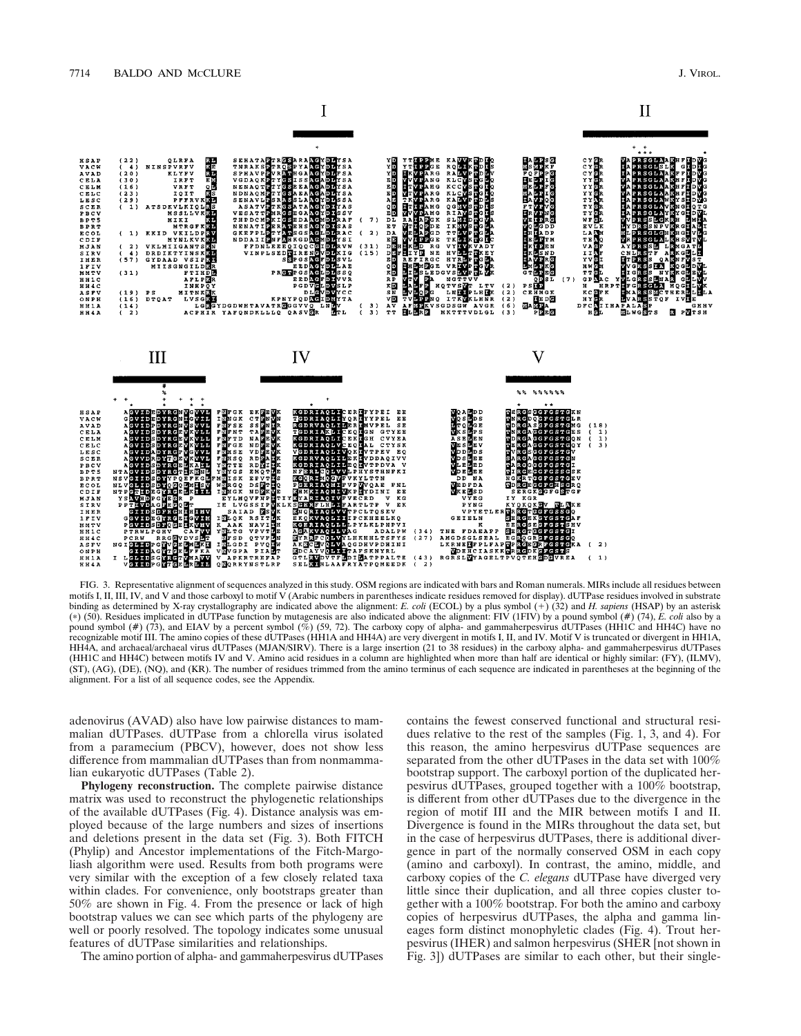FIG. 3. Representative alignment of sequences analyzed in this study. OSM regions are indicated with bars and Roman numerals. MIRs include all residues between motifs I, II, III, IV, and V and those carboxyl to motif V (Arabic numbers in parentheses indicate residues removed for display). dUTPase residues involved in substrate binding as determined by X-ray crystallography are indicated above the alignment: *E. coli* (ECOL) by a plus symbol (+) (32) and *H. sapiens* (HSAP) by an asterisk (*) (50). Residues implicated in dUTPase function by mutagenesis are also indicated above the alignment: FIV (1FIV) by a pound symbol (#) (74), *E. coli* also by a pound symbol (#) (73), and EIAV by a percent symbol (%) (59, 72). The carboxy copy of alpha- and gammaherpesvirus dUTPases (HH1C and HH4C) have no recognizable motif III. The amino copies of these dUTPases (HH1A and HH4A) are very divergent in motifs I, II, and IV. Motif V is truncated or divergent in HH1A, HH4A, and archaeal/archaeal virus dUTPases (MJAN/SIRV). There is a large insertion (21 to 38 residues) in the carboxy alpha- and gammaherpesvirus dUTPases (HH1C and HH4C) between motifs IV and V. Amino acid residues in a column are highlighted when more than half are identical or highly similar: (FY), (ILMV), (ST), (AG), (DE), (NQ), and (KR). The number of residues trimmed from the amino terminus of each sequence are indicated in parentheses at the beginning of the alignment. For a list of all sequence codes, see the Appendix.

adenovirus (AVAD) also have low pairwise distances to mammalian dUTPases. dUTPase from a chlorella virus isolated from a paramecium (PBCV), however, does not show less difference from mammalian dUTPases than from nonmammalian eukaryotic dUTPases (Table 2).

**Phylogeny reconstruction.** The complete pairwise distance matrix was used to reconstruct the phylogenetic relationships of the available dUTPases (Fig. 4). Distance analysis was employed because of the large numbers and sizes of insertions and deletions present in the data set (Fig. 3). Both FITCH (Phylip) and Ancestor implementations of the Fitch-Margoliash algorithm were used. Results from both programs were very similar with the exception of a few closely related taxa within clades. For convenience, only bootstraps greater than 50% are shown in Fig. 4. From the presence or lack of high bootstrap values we can see which parts of the phylogeny are well or poorly resolved. The topology indicates some unusual features of dUTPase similarities and relationships.

The amino portion of alpha- and gammaherpesvirus dUTPases contains the fewest conserved functional and structural residues relative to the rest of the samples (Fig. 1, 3, and 4). For this reason, the amino herpesvirus dUTPase sequences are separated from the other dUTPases in the data set with 100% bootstrap support. The carboxyl portion of the duplicated herpesvirus dUTPases, grouped together with a 100% bootstrap, is different from other dUTPases due to the divergence in the region of motif III and the MIR between motifs I and II. Divergence is found in the MIRs throughout the data set, but in the case of herpesvirus dUTPases, there is additional divergence in part of the normally conserved OSM in each copy (amino and carboxyl). In contrast, the amino, middle, and carboxy copies of the *C. elegans* dUTPase have diverged very little since their duplication, and all three copies cluster together with a 100% bootstrap. For both the amino and carboxy copies of herpesvirus dUTPases, the alpha and gamma lineages form distinct monophyletic clades (Fig. 4). Trout herpesvirus (IHER) and salmon herpesvirus (SHER [not shown in Fig. 3]) dUTPases are similar to each other, but their single-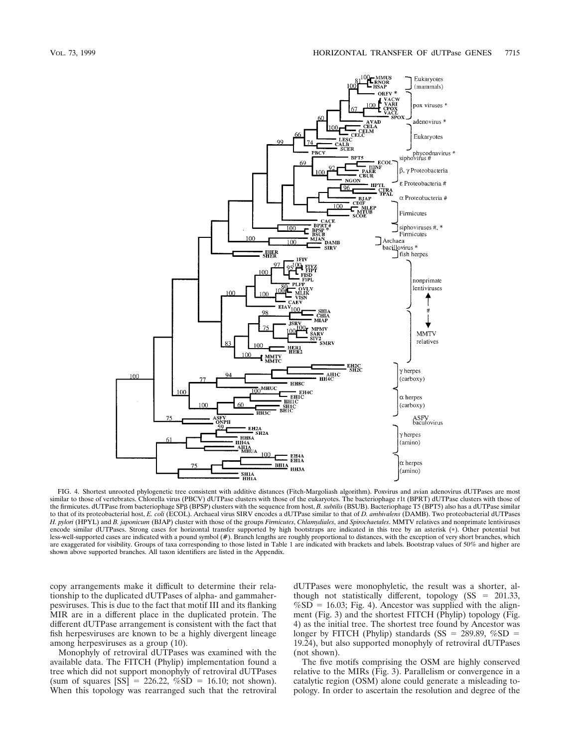FIG. 4. Shortest unrooted phylogenetic tree consistent with additive distances (Fitch-Margoliash algorithm). Poxvirus and avian adenovirus dUTPases are most similar to those of vertebrates. Chlorella virus (PBCV) dUTPase clusters with those of the eukaryotes. The bacteriophage r1t (BPRT) dUTPase clusters with those of the firmicutes. dUTPase from bacteriophage SPβ (BPSP) clusters with the sequence from host, *B. subtilis* (BSUB). Bacteriophage T5 (BPT5) also has a dUTPase similar to that of its proteobacterial host, *E. coli* (ECOL). Archaeal virus SIRV encodes a dUTPase similar to that of *D. ambivalens* (DAMB). Two proteobacterial dUTPases *H. pylori* (HPYL) and *B. japonicum* (BJAP) cluster with those of the groups *Firmicutes*, *Chlamydiales*, and *Spirochaetales*. MMTV relatives and nonprimate lentiviruses encode similar dUTPases. Strong cases for horizontal transfer supported by high bootstraps are indicated in this tree by an asterisk (*). Other potential but less-well-supported cases are indicated with a pound symbol (#). Branch lengths are roughly proportional to distances, with the exception of very short branches, which are exaggerated for visibility. Groups of taxa corresponding to those listed in Table 1 are indicated with brackets and labels. Bootstrap values of 50% and higher are shown above supported branches. All taxon identifiers are listed in the Appendix.

copy arrangements make it difficult to determine their relationship to the duplicated dUTPases of alpha- and gammaherpesviruses. This is due to the fact that motif III and its flanking MIR are in a different place in the duplicated protein. The different dUTPase arrangement is consistent with the fact that fish herpesviruses are known to be a highly divergent lineage among herpesviruses as a group (10).

Monophyly of retroviral dUTPases was examined with the available data. The FITCH (Phylip) implementation found a tree which did not support monophyly of retroviral dUTPases (sum of squares [SS] = 226.22, %SD = 16.10; not shown). When this topology was rearranged such that the retroviral dUTPases were monophyletic, the result was a shorter, although not statistically different, topology (SS = 201.33, %SD = 16.03; Fig. 4). Ancestor was supplied with the alignment (Fig. 3) and the shortest FITCH (Phylip) topology (Fig. 4) as the initial tree. The shortest tree found by Ancestor was longer by FITCH (Phylip) standards (SS = 289.89, %SD = 19.24), but also supported monophyly of retroviral dUTPases (not shown).

The five motifs comprising the OSM are highly conserved relative to the MIRs (Fig. 3). Parallelism or convergence in a catalytic region (OSM) alone could generate a misleading topology. In order to ascertain the resolution and degree of the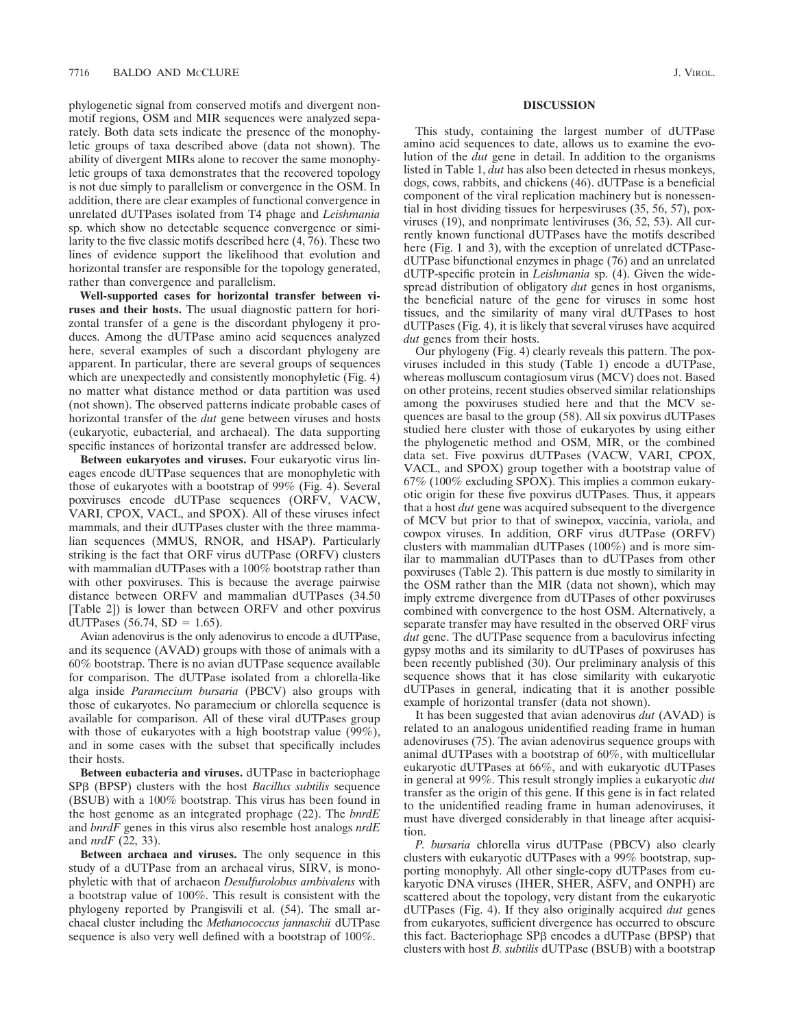phylogenetic signal from conserved motifs and divergent nonmotif regions, OSM and MIR sequences were analyzed separately. Both data sets indicate the presence of the monophyletic groups of taxa described above (data not shown). The ability of divergent MIRs alone to recover the same monophyletic groups of taxa demonstrates that the recovered topology is not due simply to parallelism or convergence in the OSM. In addition, there are clear examples of functional convergence in unrelated dUTPases isolated from T4 phage and *Leishmania* sp. which show no detectable sequence convergence or similarity to the five classic motifs described here (4, 76). These two lines of evidence support the likelihood that evolution and horizontal transfer are responsible for the topology generated, rather than convergence and parallelism.

**Well-supported cases for horizontal transfer between viruses and their hosts.** The usual diagnostic pattern for horizontal transfer of a gene is the discordant phylogeny it produces. Among the dUTPase amino acid sequences analyzed here, several examples of such a discordant phylogeny are apparent. In particular, there are several groups of sequences which are unexpectedly and consistently monophyletic (Fig. 4) no matter what distance method or data partition was used (not shown). The observed patterns indicate probable cases of horizontal transfer of the *dut* gene between viruses and hosts (eukaryotic, eubacterial, and archaeal). The data supporting specific instances of horizontal transfer are addressed below.

**Between eukaryotes and viruses.** Four eukaryotic virus lineages encode dUTPase sequences that are monophyletic with those of eukaryotes with a bootstrap of 99% (Fig. 4). Several poxviruses encode dUTPase sequences (ORFV, VACW, VARI, CPOX, VACL, and SPOX). All of these viruses infect mammals, and their dUTPases cluster with the three mammalian sequences (MMUS, RNOR, and HSAP). Particularly striking is the fact that ORF virus dUTPase (ORFV) clusters with mammalian dUTPases with a 100% bootstrap rather than with other poxviruses. This is because the average pairwise distance between ORFV and mammalian dUTPases (34.50 [Table 2]) is lower than between ORFV and other poxvirus dUTPases (56.74, SD = 1.65).

Avian adenovirus is the only adenovirus to encode a dUTPase, and its sequence (AVAD) groups with those of animals with a 60% bootstrap. There is no avian dUTPase sequence available for comparison. The dUTPase isolated from a chlorella-like alga inside *Paramecium bursaria* (PBCV) also groups with those of eukaryotes. No paramecium or chlorella sequence is available for comparison. All of these viral dUTPases group with those of eukaryotes with a high bootstrap value (99%), and in some cases with the subset that specifically includes their hosts.

**Between eubacteria and viruses.** dUTPase in bacteriophage SPβ (BPSP) clusters with the host *Bacillus subtilis* sequence (BSUB) with a 100% bootstrap. This virus has been found in the host genome as an integrated prophage (22). The *bnrdE* and *bnrdF* genes in this virus also resemble host analogs *nrdE* and *nrdF* (22, 33).

**Between archaea and viruses.** The only sequence in this study of a dUTPase from an archaeal virus, SIRV, is monophyletic with that of archaeon *Desulfurolobus ambivalens* with a bootstrap value of 100%. This result is consistent with the phylogeny reported by Prangisvili et al. (54). The small archaeal cluster including the *Methanococcus jannaschii* dUTPase sequence is also very well defined with a bootstrap of 100%.

## DISCUSSION

This study, containing the largest number of dUTPase amino acid sequences to date, allows us to examine the evolution of the *dut* gene in detail. In addition to the organisms listed in Table 1, *dut* has also been detected in rhesus monkeys, dogs, cows, rabbits, and chickens (46). dUTPase is a beneficial component of the viral replication machinery but is nonessential in host dividing tissues for herpesviruses (35, 56, 57), poxviruses (19), and nonprimate lentiviruses (36, 52, 53). All currently known functional dUTPases have the motifs described here (Fig. 1 and 3), with the exception of unrelated dCTPase-dUTPase bifunctional enzymes in phage (76) and an unrelated dUTP-specific protein in *Leishmania* sp. (4). Given the widespread distribution of obligatory *dut* genes in host organisms, the beneficial nature of the gene for viruses in some host tissues, and the similarity of many viral dUTPases to host dUTPases (Fig. 4), it is likely that several viruses have acquired *dut* genes from their hosts.

Our phylogeny (Fig. 4) clearly reveals this pattern. The poxviruses included in this study (Table 1) encode a dUTPase, whereas molluscum contagiosum virus (MCV) does not. Based on other proteins, recent studies observed similar relationships among the poxviruses studied here and that the MCV sequences are basal to the group (58). All six poxvirus dUTPases studied here cluster with those of eukaryotes by using either the phylogenetic method and OSM, MIR, or the combined data set. Five poxvirus dUTPases (VACW, VARI, CPOX, VACL, and SPOX) group together with a bootstrap value of 67% (100% excluding SPOX). This implies a common eukaryotic origin for these five poxvirus dUTPases. Thus, it appears that a host *dut* gene was acquired subsequent to the divergence of MCV but prior to that of swinepox, vaccinia, variola, and cowpox viruses. In addition, ORF virus dUTPase (ORFV) clusters with mammalian dUTPases (100%) and is more similar to mammalian dUTPases than to dUTPases from other poxviruses (Table 2). This pattern is due mostly to similarity in the OSM rather than the MIR (data not shown), which may imply extreme divergence from dUTPases of other poxviruses combined with convergence to the host OSM. Alternatively, a separate transfer may have resulted in the observed ORF virus *dut* gene. The dUTPase sequence from a baculovirus infecting gypsy moths and its similarity to dUTPases of poxviruses has been recently published (30). Our preliminary analysis of this sequence shows that it has close similarity with eukaryotic dUTPases in general, indicating that it is another possible example of horizontal transfer (data not shown).

It has been suggested that avian adenovirus *dut* (AVAD) is related to an analogous unidentified reading frame in human adenoviruses (75). The avian adenovirus sequence groups with animal dUTPases with a bootstrap of 60%, with multicellular eukaryotic dUTPases at 66%, and with eukaryotic dUTPases in general at 99%. This result strongly implies a eukaryotic *dut* transfer as the origin of this gene. If this gene is in fact related to the unidentified reading frame in human adenoviruses, it must have diverged considerably in that lineage after acquisition.

*P. bursaria* chlorella virus dUTPase (PBCV) also clearly clusters with eukaryotic dUTPases with a 99% bootstrap, supporting monophyly. All other single-copy dUTPases from eukaryotic DNA viruses (IHER, SHER, ASFV, and ONPH) are scattered about the topology, very distant from the eukaryotic dUTPases (Fig. 4). If they also originally acquired *dut* genes from eukaryotes, sufficient divergence has occurred to obscure this fact. Bacteriophage SPβ encodes a dUTPase (BPSP) that clusters with host *B. subtilis* dUTPase (BSUB) with a bootstrap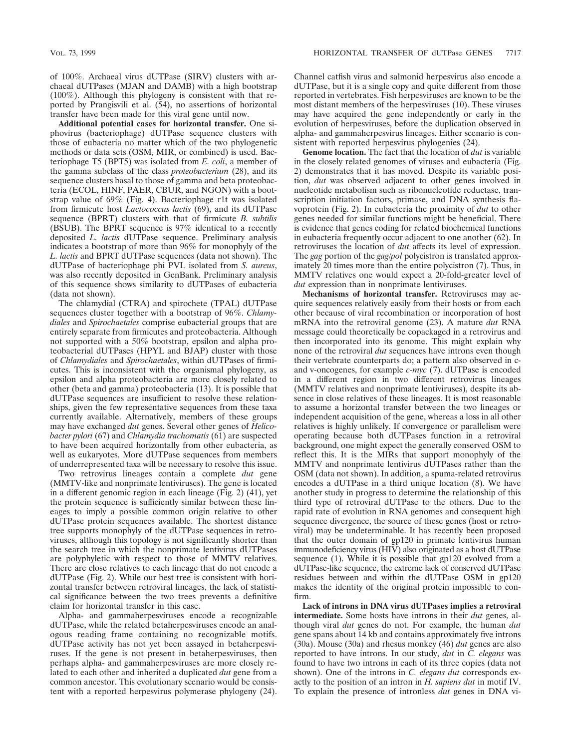of 100%. Archaeal virus dUTPase (SIRV) clusters with archaeal dUTPases (MJAN and DAMB) with a high bootstrap (100%). Although this phylogeny is consistent with that reported by Prangisvili et al. (54), no assertions of horizontal transfer have been made for this viral gene until now.

**Additional potential cases for horizontal transfer.** One siphovirus (bacteriophage) dUTPase sequence clusters with those of eubacteria no matter which of the two phylogenetic methods or data sets (OSM, MIR, or combined) is used. Bacteriophage T5 (BPT5) was isolated from *E. coli*, a member of the gamma subclass of the class *proteobacterium* (28), and its sequence clusters basal to those of gamma and beta proteobacteria (ECOL, HINF, PAER, CBUR, and NGON) with a bootstrap value of 69% (Fig. 4). Bacteriophage r1t was isolated from firmicute host *Lactococcus lactis* (69), and its dUTPase sequence (BPRT) clusters with that of firmicute *B. subtilis* (BSUB). The BPRT sequence is 97% identical to a recently deposited *L. lactis* dUTPase sequence. Preliminary analysis indicates a bootstrap of more than 96% for monophyly of the *L. lactis* and BPRT dUTPase sequences (data not shown). The dUTPase of bacteriophage phi PVL isolated from *S. aureus*, was also recently deposited in GenBank. Preliminary analysis of this sequence shows similarity to dUTPases of eubacteria (data not shown).

The chlamydial (CTRA) and spirochete (TPAL) dUTPase sequences cluster together with a bootstrap of 96%. *Chlamydiales* and *Spirochaetales* comprise eubacterial groups that are entirely separate from firmicutes and proteobacteria. Although not supported with a 50% bootstrap, epsilon and alpha proteobacterial dUTPases (HPYL and BJAP) cluster with those of *Chlamydiales* and *Spirochaetales*, within dUTPases of firmicutes. This is inconsistent with the organismal phylogeny, as epsilon and alpha proteobacteria are more closely related to other (beta and gamma) proteobacteria (13). It is possible that dUTPase sequences are insufficient to resolve these relationships, given the few representative sequences from these taxa currently available. Alternatively, members of these groups may have exchanged *dut* genes. Several other genes of *Helicobacter pylori* (67) and *Chlamydia trachomatis* (61) are suspected to have been acquired horizontally from other eubacteria, as well as eukaryotes. More dUTPase sequences from members of underrepresented taxa will be necessary to resolve this issue.

Two retrovirus lineages contain a complete *dut* gene (MMTV-like and nonprimate lentiviruses). The gene is located in a different genomic region in each lineage (Fig. 2) (41), yet the protein sequence is sufficiently similar between these lineages to imply a possible common origin relative to other dUTPase protein sequences available. The shortest distance tree supports monophyly of the dUTPase sequences in retroviruses, although this topology is not significantly shorter than the search tree in which the nonprimate lentivirus dUTPases are polyphyletic with respect to those of MMTV relatives. There are close relatives to each lineage that do not encode a dUTPase (Fig. 2). While our best tree is consistent with horizontal transfer between retroviral lineages, the lack of statistical significance between the two trees prevents a definitive claim for horizontal transfer in this case.

Alpha- and gammaherpesviruses encode a recognizable dUTPase, while the related betaherpesviruses encode an analogous reading frame containing no recognizable motifs. dUTPase activity has not yet been assayed in betaherpesviruses. If the gene is not present in betaherpesviruses, then perhaps alpha- and gammaherpesviruses are more closely related to each other and inherited a duplicated *dut* gene from a common ancestor. This evolutionary scenario would be consistent with a reported herpesvirus polymerase phylogeny (24). Channel catfish virus and salmonid herpesvirus also encode a dUTPase, but it is a single copy and quite different from those reported in vertebrates. Fish herpesviruses are known to be the most distant members of the herpesviruses (10). These viruses may have acquired the gene independently or early in the evolution of herpesviruses, before the duplication observed in alpha- and gammaherpesvirus lineages. Either scenario is consistent with reported herpesvirus phylogenies (24).

**Genome location.** The fact that the location of *dut* is variable in the closely related genomes of viruses and eubacteria (Fig. 2) demonstrates that it has moved. Despite its variable position, *dut* was observed adjacent to other genes involved in nucleotide metabolism such as ribonucleotide reductase, transcription initiation factors, primase, and DNA synthesis flavoprotein (Fig. 2). In eubacteria the proximity of *dut* to other genes needed for similar functions might be beneficial. There is evidence that genes coding for related biochemical functions in eubacteria frequently occur adjacent to one another (62). In retroviruses the location of *dut* affects its level of expression. The *gag* portion of the *gag*/*pol* polycistron is translated approximately 20 times more than the entire polycistron (7). Thus, in MMTV relatives one would expect a 20-fold-greater level of *dut* expression than in nonprimate lentiviruses.

**Mechanisms of horizontal transfer.** Retroviruses may acquire sequences relatively easily from their hosts or from each other because of viral recombination or incorporation of host mRNA into the retroviral genome (23). A mature *dut* RNA message could theoretically be copackaged in a retrovirus and then incorporated into its genome. This might explain why none of the retroviral *dut* sequences have introns even though their vertebrate counterparts do; a pattern also observed in c- and v-oncogenes, for example *c-myc* (7). dUTPase is encoded in a different region in two different retrovirus lineages (MMTV relatives and nonprimate lentiviruses), despite its absence in close relatives of these lineages. It is most reasonable to assume a horizontal transfer between the two lineages or independent acquisition of the gene, whereas a loss in all other relatives is highly unlikely. If convergence or parallelism were operating because both dUTPases function in a retroviral background, one might expect the generally conserved OSM to reflect this. It is the MIRs that support monophyly of the MMTV and nonprimate lentivirus dUTPases rather than the OSM (data not shown). In addition, a spuma-related retrovirus encodes a dUTPase in a third unique location (8). We have another study in progress to determine the relationship of this third type of retroviral dUTPase to the others. Due to the rapid rate of evolution in RNA genomes and consequent high sequence divergence, the source of these genes (host or retroviral) may be undeterminable. It has recently been proposed that the outer domain of gp120 in primate lentivirus human immunodeficiency virus (HIV) also originated as a host dUTPase sequence (1). While it is possible that gp120 evolved from a dUTPase-like sequence, the extreme lack of conserved dUTPase residues between and within the dUTPase OSM in gp120 makes the identity of the original protein impossible to confirm.

**Lack of introns in DNA virus dUTPases implies a retroviral intermediate.** Some hosts have introns in their *dut* genes, although viral *dut* genes do not. For example, the human *dut* gene spans about 14 kb and contains approximately five introns (30a). Mouse (30a) and rhesus monkey (46) *dut* genes are also reported to have introns. In our study, *dut* in *C. elegans* was found to have two introns in each of its three copies (data not shown). One of the introns in *C. elegans dut* corresponds exactly to the position of an intron in *H. sapiens dut* in motif IV. To explain the presence of intronless *dut* genes in DNA vi-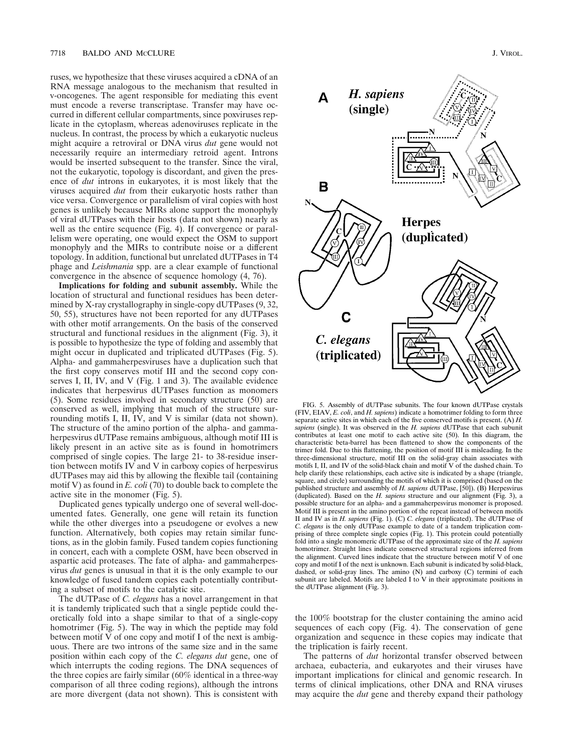ruses, we hypothesize that these viruses acquired a cDNA of an RNA message analogous to the mechanism that resulted in v-oncogenes. The agent responsible for mediating this event must encode a reverse transcriptase. Transfer may have occurred in different cellular compartments, since poxviruses replicate in the cytoplasm, whereas adenoviruses replicate in the nucleus. In contrast, the process by which a eukaryotic nucleus might acquire a retroviral or DNA virus *dut* gene would not necessarily require an intermediary retroid agent. Introns would be inserted subsequent to the transfer. Since the viral, not the eukaryotic, topology is discordant, and given the presence of *dut* introns in eukaryotes, it is most likely that the viruses acquired *dut* from their eukaryotic hosts rather than vice versa. Convergence or parallelism of viral copies with host genes is unlikely because MIRs alone support the monophyly of viral dUTPases with their hosts (data not shown) nearly as well as the entire sequence (Fig. 4). If convergence or parallelism were operating, one would expect the OSM to support monophyly and the MIRs to contribute noise or a different topology. In addition, functional but unrelated dUTPases in T4 phage and *Leishmania* spp. are a clear example of functional convergence in the absence of sequence homology (4, 76).

**Implications for folding and subunit assembly.** While the location of structural and functional residues has been determined by X-ray crystallography in single-copy dUTPases (9, 32, 50, 55), structures have not been reported for any dUTPases with other motif arrangements. On the basis of the conserved structural and functional residues in the alignment (Fig. 3), it is possible to hypothesize the type of folding and assembly that might occur in duplicated and triplicated dUTPases (Fig. 5). Alpha- and gammaherpesviruses have a duplication such that the first copy conserves motif III and the second copy conserves I, II, IV, and V (Fig. 1 and 3). The available evidence indicates that herpesvirus dUTPases function as monomers (5). Some residues involved in secondary structure (50) are conserved as well, implying that much of the structure surrounding motifs I, II, IV, and V is similar (data not shown). The structure of the amino portion of the alpha- and gammaherpesvirus dUTPase remains ambiguous, although motif III is likely present in an active site as is found in homotrimers comprised of single copies. The large 21- to 38-residue insertion between motifs IV and V in carboxy copies of herpesvirus dUTPases may aid this by allowing the flexible tail (containing motif V) as found in *E. coli* (70) to double back to complete the active site in the monomer (Fig. 5).

Duplicated genes typically undergo one of several well-documented fates. Generally, one gene will retain its function while the other diverges into a pseudogene or evolves a new function. Alternatively, both copies may retain similar functions, as in the globin family. Fused tandem copies functioning in concert, each with a complete OSM, have been observed in aspartic acid proteases. The fate of alpha- and gammaherpesvirus *dut* genes is unusual in that it is the only example to our knowledge of fused tandem copies each potentially contributing a subset of motifs to the catalytic site.

The dUTPase of *C. elegans* has a novel arrangement in that it is tandemly triplicated such that a single peptide could theoretically fold into a shape similar to that of a single-copy homotrimer (Fig. 5). The way in which the peptide may fold between motif V of one copy and motif I of the next is ambiguous. There are two introns of the same size and in the same position within each copy of the *C. elegans dut* gene, one of which interrupts the coding regions. The DNA sequences of the three copies are fairly similar (60% identical in a three-way comparison of all three coding regions), although the introns are more divergent (data not shown). This is consistent with the 100% bootstrap for the cluster containing the amino acid sequences of each copy (Fig. 4). The conservation of gene organization and sequence in these copies may indicate that the triplication is fairly recent.

The patterns of *dut* horizontal transfer observed between archaea, eubacteria, and eukaryotes and their viruses have important implications for clinical and genomic research. In terms of clinical implications, other DNA and RNA viruses may acquire the *dut* gene and thereby expand their pathology

FIG. 5. Assembly of dUTPase subunits. The four known dUTPase crystals (FIV, EIAV, *E. coli*, and *H. sapiens*) indicate a homotrimer folding to form three separate active sites in which each of the five conserved motifs is present. (A) *H. sapiens* (single). It was observed in the *H. sapiens* dUTPase that each subunit contributes at least one motif to each active site (50). In this diagram, the characteristic beta-barrel has been flattened to show the components of the trimer fold. Due to this flattening, the position of motif III is misleading. In the three-dimensional structure, motif III on the solid-gray chain associates with motifs I, II, and IV of the solid-black chain and motif V of the dashed chain. To help clarify these relationships, each active site is indicated by a shape (triangle, square, and circle) surrounding the motifs of which it is comprised (based on the published structure and assembly of *H. sapiens* dUTPase, [50]). (B) Herpesvirus (duplicated). Based on the *H. sapiens* structure and our alignment (Fig. 3), a possible structure for an alpha- and a gammaherpesvirus monomer is proposed. Motif III is present in the amino portion of the repeat instead of between motifs II and IV as in *H. sapiens* (Fig. 1). (C) *C. elegans* (triplicated). The dUTPase of *C. elegans* is the only dUTPase example to date of a tandem triplication comprising of three complete single copies (Fig. 1). This protein could potentially fold into a single monomeric dUTPase of the approximate size of the *H. sapiens* homotrimer. Straight lines indicate conserved structural regions inferred from the alignment. Curved lines indicate that the structure between motif V of one copy and motif I of the next is unknown. Each subunit is indicated by solid-black, dashed, or solid-gray lines. The amino (N) and carboxy (C) termini of each subunit are labeled. Motifs are labeled I to V in their approximate positions in the dUTPase alignment (Fig. 3).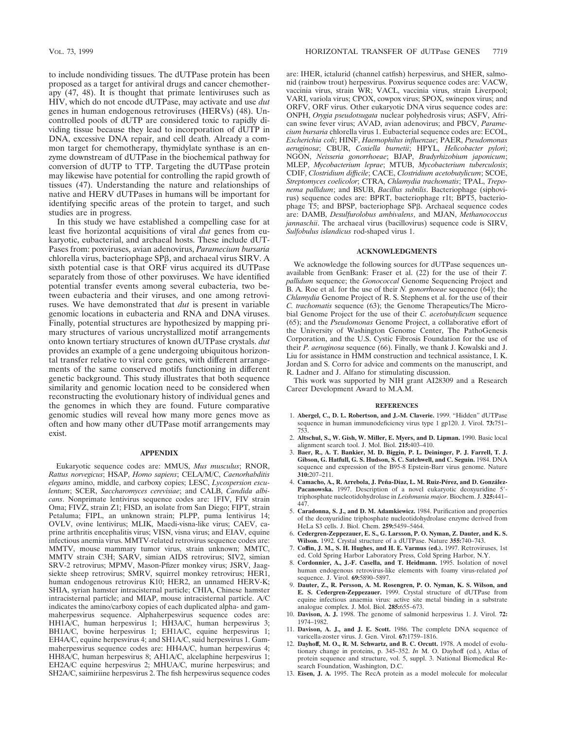to include nondividing tissues. The dUTPase protein has been proposed as a target for antiviral drugs and cancer chemotherapy (47, 48). It is thought that primate lentiviruses such as HIV, which do not encode dUTPase, may activate and use *dut* genes in human endogenous retroviruses (HERVs) (48). Uncontrolled pools of dUTP are considered toxic to rapidly dividing tissue because they lead to incorporation of dUTP in DNA, excessive DNA repair, and cell death. Already a common target for chemotherapy, thymidylate synthase is an enzyme downstream of dUTPase in the biochemical pathway for conversion of dUTP to TTP. Targeting the dUTPase protein may likewise have potential for controlling the rapid growth of tissues (47). Understanding the nature and relationships of native and HERV dUTPases in humans will be important for identifying specific areas of the protein to target, and such studies are in progress.

In this study we have established a compelling case for at least five horizontal acquisitions of viral *dut* genes from eukaryotic, eubacterial, and archaeal hosts. These include dUTPases from: poxviruses, avian adenovirus, *Paramecium bursaria* chlorella virus, bacteriophage SPβ, and archaeal virus SIRV. A sixth potential case is that ORF virus acquired its dUTPase separately from those of other poxviruses. We have identified potential transfer events among several eubacteria, two between eubacteria and their viruses, and one among retroviruses. We have demonstrated that *dut* is present in variable genomic locations in eubacteria and RNA and DNA viruses. Finally, potential structures are hypothesized by mapping primary structures of various uncrystallized motif arrangements onto known tertiary structures of known dUTPase crystals. *dut* provides an example of a gene undergoing ubiquitous horizontal transfer relative to viral core genes, with different arrangements of the same conserved motifs functioning in different genetic background. This study illustrates that both sequence similarity and genomic location need to be considered when reconstructing the evolutionary history of individual genes and the genomes in which they are found. Future comparative genomic studies will reveal how many more genes move as often and how many other dUTPase motif arrangements may exist.

## APPENDIX

Eukaryotic sequence codes are: MMUS, *Mus musculus*; RNOR, *Rattus norvegicus*; HSAP, *Homo sapiens*; CELA/M/C, *Caenorhabditis elegans* amino, middle, and carboxy copies; LESC, *Lycospersion esculentum*; SCER, *Saccharomyces cerevisiae*; and CALB, *Candida albicans*. Nonprimate lentivirus sequence codes are: 1FIV, FIV strain Oma; FIVZ, strain Z1; FISD, an isolate from San Diego; FIPT, strain Petaluma; FIPL, an unknown strain; PLPP, puma lentivirus 14; OVLV, ovine lentivirus; MLIK, Maedi-visna-like virus; CAEV, caprine arthritis encephalitis virus; VISN, visna virus; and EIAV, equine infectious anemia virus. MMTV-related retrovirus sequence codes are: MMTV, mouse mammary tumor virus, strain unknown; MMTC, MMTV strain C3H; SARV, simian AIDS retrovirus; SIV2, simian SRV-2 retrovirus; MPMV, Mason-Pfizer monkey virus; JSRV, Jaagsiekte sheep retrovirus; SMRV, squirrel monkey retrovirus; HER1, human endogenous retrovirus K10; HER2, an unnamed HERV-K; SHIA, syrian hamster intracisternal particle; CHIA, Chinese hamster intracisternal particle; and MIAP, mouse intracisternal particle. A/C indicates the amino/carboxy copies of each duplicated alpha- and gammaherpesvirus sequence. Alphaherpesvirus sequence codes are: HH1A/C, human herpesvirus 1; HH3A/C, human herpesvirus 3; BH1A/C, bovine herpesvirus 1; EH1A/C, equine herpesvirus 1; EH4A/C, equine herpesvirus 4; and SH1A/C, suid herpesvirus 1. Gammaherpesvirus sequence codes are: HH4A/C, human herpesvirus 4; HH8A/C, human herpesvirus 8; AH1A/C, alcelaphine herpesvirus 1; EH2A/C equine herpesvirus 2; MHUA/C, murine herpesvirus; and SH2A/C, saimiriine herpesvirus 2. The fish herpesvirus sequence codes are: IHER, ictalurid (channel catfish) herpesvirus, and SHER, salmonid (rainbow trout) herpesvirus. Poxvirus sequence codes are: VACW, vaccinia virus, strain WR; VACL, vaccinia virus, strain Liverpool; VARI, variola virus; CPOX, cowpox virus; SPOX, swinepox virus; and ORFV, ORF virus. Other eukaryotic DNA virus sequence codes are: ONPH, *Orygia pseudotsugata* nuclear polyhedrosis virus; ASFV, African swine fever virus; AVAD, avian adenovirus; and PBCV, *Paramecium bursaria* chlorella virus 1. Eubacterial sequence codes are: ECOL, *Escherichia coli*; HINF, *Haemophilus influenzae*; PAER, *Pseudomonas aeruginosa*; CBUR, *Coxiella burnetii*; HPYL, *Helicobacter pylori*; NGON, *Neisseria gonorrhoeae*; BJAP, *Bradyrhizobium japonicum*; MLEP, *Mycobacterium leprae*; MTUB, *Mycobacterium tuberculosis*; CDIF, *Clostridium difficile*; CACE, *Clostridium acetobutylicum*; SCOE, *Streptomyces coelicolor*; CTRA, *Chlamydia trachomatis*; TPAL, *Treponema pallidum*; and BSUB, *Bacillus subtilis*. Bacteriophage (siphovirus) sequence codes are: BPRT, bacteriophage r1t; BPT5, bacteriophage T5; and BPSP, bacteriophage SPβ. Archaeal sequence codes are: DAMB, *Desulfurolobus ambivalens*, and MJAN, *Methanococcus jannaschii*. The archaeal virus (bacillovirus) sequence code is SIRV, *Sulfobulus islandicus* rod-shaped virus 1.

## ACKNOWLEDGMENTS

We acknowledge the following sources for dUTPase sequences unavailable from GenBank: Fraser et al. (22) for the use of their *T. pallidum* sequence; the *Gonococcal* Genome Sequencing Project and B. A. Roe et al. for the use of their *N. gonorrhoeae* sequence (64); the *Chlamydia* Genome Project of R. S. Stephens et al. for the use of their *C. trachomatis* sequence (63); the Genome Therapeutics/The Microbial Genome Project for the use of their *C. acetobutylicum* sequence (65); and the *Pseudomonas* Genome Project, a collaborative effort of the University of Washington Genome Center, The PathoGenesis Corporation, and the U.S. Cystic Fibrosis Foundation for the use of their *P. aeruginosa* sequence (66). Finally, we thank J. Kowalski and J. Liu for assistance in HMM construction and technical assistance, I. K. Jordan and S. Corro for advice and comments on the manuscript, and R. Ladner and J. Alfano for stimulating discussion.

This work was supported by NIH grant AI28309 and a Research Career Development Award to M.A.M.

## REFERENCES

1. **Abergel, C., D. L. Robertson, and J.-M. Claverie.** 1999. "Hidden" dUTPase sequence in human immunodeficiency virus type 1 gp120. J. Virol. **73:**751–753.
2. **Altschul, S., W. Gish, W. Miller, E. Myers, and D. Lipman.** 1990. Basic local alignment search tool. J. Mol. Biol. **215:**403–410.
3. **Baer, R., A. T. Bankier, M. D. Biggin, P. L. Deininger, P. J. Farrell, T. J. Gibson, G. Hatfull, G. S. Hudson, S. C. Satchwell, and C. Seguin.** 1984. DNA sequence and expression of the B95-8 Epstein-Barr virus genome. Nature **310:**207–211.
4. **Camacho, A., R. Arrebola, J. Peña-Diaz, L. M. Ruiz-Pérez, and D. González-Pacanowska.** 1997. Description of a novel eukaryotic deoxyuridine 5′-triphosphate nucleotidohydrolase in *Leishmania major*. Biochem. J. **325:**441–447.
5. **Caradonna, S. J., and D. M. Adamkiewicz.** 1984. Purification and properties of the deoxyuridine triphosphate nucleotidohydrolase enzyme derived from HeLa S3 cells. J. Biol. Chem. **259:**5459–5464.
6. **Cedergren-Zeppezauer, E. S., G. Larsson, P. O. Nyman, Z. Dauter, and K. S. Wilson.** 1992. Crystal structure of a dUTPase. Nature **355:**740–743.
7. **Coffin, J. M., S. H. Hughes, and H. E. Varmus (ed.).** 1997. Retroviruses, 1st ed. Cold Spring Harbor Laboratory Press, Cold Spring Harbor, N.Y.
8. **Cordonnier, A., J.-F. Casella, and T. Heidmann.** 1995. Isolation of novel human endogenous retrovirus-like elements with foamy virus-related *pol* sequence. J. Virol. **69:**5890–5897.
9. **Dauter, Z., R. Persson, A. M. Rosengren, P. O. Nyman, K. S. Wilson, and E. S. Cedergren-Zeppezauer.** 1999. Crystal structure of dUTPase from equine infectious anaemia virus: active site metal binding in a substrate analogue complex. J. Mol. Biol. **285:**655–673.
10. **Davison, A. J.** 1998. The genome of salmonid herpesvirus 1. J. Virol. **72:** 1974–1982.
11. **Davison, A. J., and J. E. Scott.** 1986. The complete DNA sequence of varicella-zoster virus. J. Gen. Virol. **67:**1759–1816.
12. **Dayhoff, M. O., R. M. Schwartz, and B. C. Orcutt.** 1978. A model of evolutionary change in proteins, p. 345–352. *In* M. O. Dayhoff (ed.), Atlas of protein sequence and structure, vol. 5, suppl. 3. National Biomedical Research Foundation, Washington, D.C.
13. **Eisen, J. A.** 1995. The RecA protein as a model molecule for molecular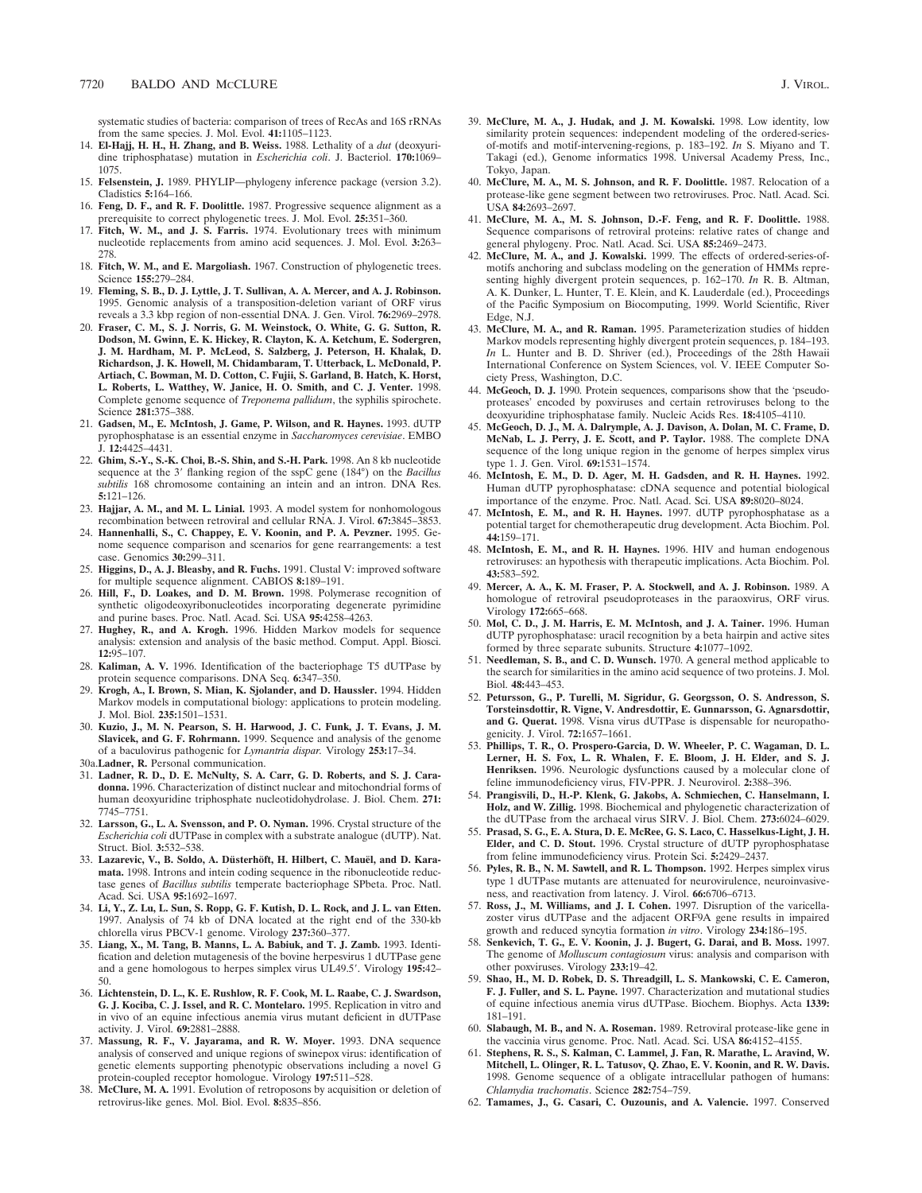systematic studies of bacteria: comparison of trees of RecAs and 16S rRNAs from the same species. J. Mol. Evol. **41:**1105–1123.

14. **El-Hajj, H. H., H. Zhang, and B. Weiss.** 1988. Lethality of a *dut* (deoxyuridine triphosphatase) mutation in *Escherichia coli*. J. Bacteriol. **170:**1069–1075.
15. **Felsenstein, J.** 1989. PHYLIP—phylogeny inference package (version 3.2). Cladistics **5:**164–166.
16. **Feng, D. F., and R. F. Doolittle.** 1987. Progressive sequence alignment as a prerequisite to correct phylogenetic trees. J. Mol. Evol. **25:**351–360.
17. **Fitch, W. M., and J. S. Farris.** 1974. Evolutionary trees with minimum nucleotide replacements from amino acid sequences. J. Mol. Evol. **3:**263–278.
18. **Fitch, W. M., and E. Margoliash.** 1967. Construction of phylogenetic trees. Science **155:**279–284.
19. **Fleming, S. B., D. J. Lyttle, J. T. Sullivan, A. A. Mercer, and A. J. Robinson.** 1995. Genomic analysis of a transposition-deletion variant of ORF virus reveals a 3.3 kbp region of non-essential DNA. J. Gen. Virol. **76:**2969–2978.
20. **Fraser, C. M., S. J. Norris, G. M. Weinstock, O. White, G. G. Sutton, R. Dodson, M. Gwinn, E. K. Hickey, R. Clayton, K. A. Ketchum, E. Sodergren, J. M. Hardham, M. P. McLeod, S. Salzberg, J. Peterson, H. Khalak, D. Richardson, J. K. Howell, M. Chidambaram, T. Utterback, L. McDonald, P. Artiach, C. Bowman, M. D. Cotton, C. Fujii, S. Garland, B. Hatch, K. Horst, L. Roberts, L. Watthey, W. Janice, H. O. Smith, and C. J. Venter.** 1998. Complete genome sequence of *Treponema pallidum*, the syphilis spirochete. Science **281:**375–388.
21. **Gadsen, M., E. McIntosh, J. Game, P. Wilson, and R. Haynes.** 1993. dUTP pyrophosphatase is an essential enzyme in *Saccharomyces cerevisiae*. EMBO J. **12:**4425–4431.
22. **Ghim, S.-Y., S.-K. Choi, B.-S. Shin, and S.-H. Park.** 1998. An 8 kb nucleotide sequence at the 3′ flanking region of the sspC gene (184°) on the *Bacillus subtilis* 168 chromosome containing an intein and an intron. DNA Res. **5:**121–126.
23. **Hajjar, A. M., and M. L. Linial.** 1993. A model system for nonhomologous recombination between retroviral and cellular RNA. J. Virol. **67:**3845–3853.
24. **Hannenhalli, S., C. Chappey, E. V. Koonin, and P. A. Pevzner.** 1995. Genome sequence comparison and scenarios for gene rearrangements: a test case. Genomics **30:**299–311.
25. **Higgins, D., A. J. Bleasby, and R. Fuchs.** 1991. Clustal V: improved software for multiple sequence alignment. CABIOS **8:**189–191.
26. **Hill, F., D. Loakes, and D. M. Brown.** 1998. Polymerase recognition of synthetic oligodeoxyribonucleotides incorporating degenerate pyrimidine and purine bases. Proc. Natl. Acad. Sci. USA **95:**4258–4263.
27. **Hughey, R., and A. Krogh.** 1996. Hidden Markov models for sequence analysis: extension and analysis of the basic method. Comput. Appl. Biosci. **12:**95–107.
28. **Kaliman, A. V.** 1996. Identification of the bacteriophage T5 dUTPase by protein sequence comparisons. DNA Seq. **6:**347–350.
29. **Krogh, A., I. Brown, S. Mian, K. Sjolander, and D. Haussler.** 1994. Hidden Markov models in computational biology: applications to protein modeling. J. Mol. Biol. **235:**1501–1531.
30. **Kuzio, J., M. N. Pearson, S. H. Harwood, J. C. Funk, J. T. Evans, J. M. Slavicek, and G. F. Rohrmann.** 1999. Sequence and analysis of the genome of a baculovirus pathogenic for *Lymantria dispar.* Virology **253:**17–34.

30a. **Ladner, R.** Personal communication.

31. **Ladner, R. D., D. E. McNulty, S. A. Carr, G. D. Roberts, and S. J. Caradonna.** 1996. Characterization of distinct nuclear and mitochondrial forms of human deoxyuridine triphosphate nucleotidohydrolase. J. Biol. Chem. **271:**7745–7751.
32. **Larsson, G., L. A. Svensson, and P. O. Nyman.** 1996. Crystal structure of the *Escherichia coli* dUTPase in complex with a substrate analogue (dUTP). Nat. Struct. Biol. **3:**532–538.
33. **Lazarevic, V., B. Soldo, A. Düsterhöft, H. Hilbert, C. Mauël, and D. Karamata.** 1998. Introns and intein coding sequence in the ribonucleotide reductase genes of *Bacillus subtilis* temperate bacteriophage SPbeta. Proc. Natl. Acad. Sci. USA **95:**1692–1697.
34. **Li, Y., Z. Lu, L. Sun, S. Ropp, G. F. Kutish, D. L. Rock, and J. L. van Etten.** 1997. Analysis of 74 kb of DNA located at the right end of the 330-kb chlorella virus PBCV-1 genome. Virology **237:**360–377.
35. **Liang, X., M. Tang, B. Manns, L. A. Babiuk, and T. J. Zamb.** 1993. Identification and deletion mutagenesis of the bovine herpesvirus 1 dUTPase gene and a gene homologous to herpes simplex virus UL49.5′. Virology **195:**42–50.
36. **Lichtenstein, D. L., K. E. Rushlow, R. F. Cook, M. L. Raabe, C. J. Swardson, G. J. Kociba, C. J. Issel, and R. C. Montelaro.** 1995. Replication in vitro and in vivo of an equine infectious anemia virus mutant deficient in dUTPase activity. J. Virol. **69:**2881–2888.
37. **Massung, R. F., V. Jayarama, and R. W. Moyer.** 1993. DNA sequence analysis of conserved and unique regions of swinepox virus: identification of genetic elements supporting phenotypic observations including a novel G protein-coupled receptor homologue. Virology **197:**511–528.
38. **McClure, M. A.** 1991. Evolution of retroposons by acquisition or deletion of retrovirus-like genes. Mol. Biol. Evol. **8:**835–856.
39. **McClure, M. A., J. Hudak, and J. M. Kowalski.** 1998. Low identity, low similarity protein sequences: independent modeling of the ordered-series-of-motifs and motif-intervening-regions, p. 183–192. *In* S. Miyano and T. Takagi (ed.), Genome informatics 1998. Universal Academy Press, Inc., Tokyo, Japan.
40. **McClure, M. A., M. S. Johnson, and R. F. Doolittle.** 1987. Relocation of a protease-like gene segment between two retroviruses. Proc. Natl. Acad. Sci. USA **84:**2693–2697.
41. **McClure, M. A., M. S. Johnson, D.-F. Feng, and R. F. Doolittle.** 1988. Sequence comparisons of retroviral proteins: relative rates of change and general phylogeny. Proc. Natl. Acad. Sci. USA **85:**2469–2473.
42. **McClure, M. A., and J. Kowalski.** 1999. The effects of ordered-series-of-motifs anchoring and subclass modeling on the generation of HMMs representing highly divergent protein sequences, p. 162–170. *In* R. B. Altman, A. K. Dunker, L. Hunter, T. E. Klein, and K. Lauderdale (ed.), Proceedings of the Pacific Symposium on Biocomputing, 1999. World Scientific, River Edge, N.J.
43. **McClure, M. A., and R. Raman.** 1995. Parameterization studies of hidden Markov models representing highly divergent protein sequences, p. 184–193. *In* L. Hunter and B. D. Shriver (ed.), Proceedings of the 28th Hawaii International Conference on System Sciences, vol. V. IEEE Computer Society Press, Washington, D.C.
44. **McGeoch, D. J.** 1990. Protein sequences, comparisons show that the 'pseudoproteases' encoded by poxviruses and certain retroviruses belong to the deoxyuridine triphosphatase family. Nucleic Acids Res. **18:**4105–4110.
45. **McGeoch, D. J., M. A. Dalrymple, A. J. Davison, A. Dolan, M. C. Frame, D. McNab, L. J. Perry, J. E. Scott, and P. Taylor.** 1988. The complete DNA sequence of the long unique region in the genome of herpes simplex virus type 1. J. Gen. Virol. **69:**1531–1574.
46. **McIntosh, E. M., D. D. Ager, M. H. Gadsden, and R. H. Haynes.** 1992. Human dUTP pyrophosphatase: cDNA sequence and potential biological importance of the enzyme. Proc. Natl. Acad. Sci. USA **89:**8020–8024.
47. **McIntosh, E. M., and R. H. Haynes.** 1997. dUTP pyrophosphatase as a potential target for chemotherapeutic drug development. Acta Biochim. Pol. **44:**159–171.
48. **McIntosh, E. M., and R. H. Haynes.** 1996. HIV and human endogenous retroviruses: an hypothesis with therapeutic implications. Acta Biochim. Pol. **43:**583–592.
49. **Mercer, A. A., K. M. Fraser, P. A. Stockwell, and A. J. Robinson.** 1989. A homologue of retroviral pseudoproteases in the paraoxvirus, ORF virus. Virology **172:**665–668.
50. **Mol, C. D., J. M. Harris, E. M. McIntosh, and J. A. Tainer.** 1996. Human dUTP pyrophosphatase: uracil recognition by a beta hairpin and active sites formed by three separate subunits. Structure **4:**1077–1092.
51. **Needleman, S. B., and C. D. Wunsch.** 1970. A general method applicable to the search for similarities in the amino acid sequence of two proteins. J. Mol. Biol. **48:**443–453.
52. **Petursson, G., P. Turelli, M. Sigridur, G. Georgsson, O. S. Andresson, S. Torsteinsdottir, R. Vigne, V. Andresdottir, E. Gunnarsson, G. Agnarsdottir, and G. Querat.** 1998. Visna virus dUTPase is dispensable for neuropathogenicity. J. Virol. **72:**1657–1661.
53. **Phillips, T. R., O. Prospero-Garcia, D. W. Wheeler, P. C. Wagaman, D. L. Lerner, H. S. Fox, L. R. Whalen, F. E. Bloom, J. H. Elder, and S. J. Henriksen.** 1996. Neurologic dysfunctions caused by a molecular clone of feline immunodeficiency virus, FIV-PPR. J. Neurovirol. **2:**388–396.
54. **Prangisvili, D., H.-P. Klenk, G. Jakobs, A. Schiechen, C. Hanselmann, I. Holz, and W. Zillig.** 1998. Biochemical and phylogenetic characterization of the dUTPase from the archaeal virus SIRV. J. Biol. Chem. **273:**6024–6029.
55. **Prasad, S. G., E. A. Stura, D. E. McRee, G. S. Laco, C. Hasselkus-Light, J. H. Elder, and C. D. Stout.** 1996. Crystal structure of dUTP pyrophosphatase from feline immunodeficiency virus. Protein Sci. **5:**2429–2437.
56. **Pyles, R. B., N. M. Sawtell, and R. L. Thompson.** 1992. Herpes simplex virus type 1 dUTPase mutants are attenuated for neurovirulence, neuroinvasiveness, and reactivation from latency. J. Virol. **66:**6706–6713.
57. **Ross, J., M. Williams, and J. I. Cohen.** 1997. Disruption of the varicella-zoster virus dUTPase and the adjacent ORF9A gene results in impaired growth and reduced syncytia formation *in vitro*. Virology **234:**186–195.
58. **Senkevich, T. G., E. V. Koonin, J. J. Bugert, G. Darai, and B. Moss.** 1997. The genome of *Molluscum contagiosum* virus: analysis and comparison with other poxviruses. Virology **233:**19–42.
59. **Shao, H., M. D. Robek, D. S. Threadgill, L. S. Mankowski, C. E. Cameron, F. J. Fuller, and S. L. Payne.** 1997. Characterization and mutational studies of equine infectious anemia virus dUTPase. Biochem. Biophys. Acta **1339:**181–191.
60. **Slabaugh, M. B., and N. A. Roseman.** 1989. Retroviral protease-like gene in the vaccinia virus genome. Proc. Natl. Acad. Sci. USA **86:**4152–4155.
61. **Stephens, R. S., S. Kalman, C. Lammel, J. Fan, R. Marathe, L. Aravind, W. Mitchell, L. Olinger, R. L. Tatusov, Q. Zhao, E. V. Koonin, and R. W. Davis.** 1998. Genome sequence of a obligate intracellular pathogen of humans: *Chlamydia trachomatis*. Science **282:**754–759.
62. **Tamames, J., G. Casari, C. Ouzounis, and A. Valencie.** 1997. Conserved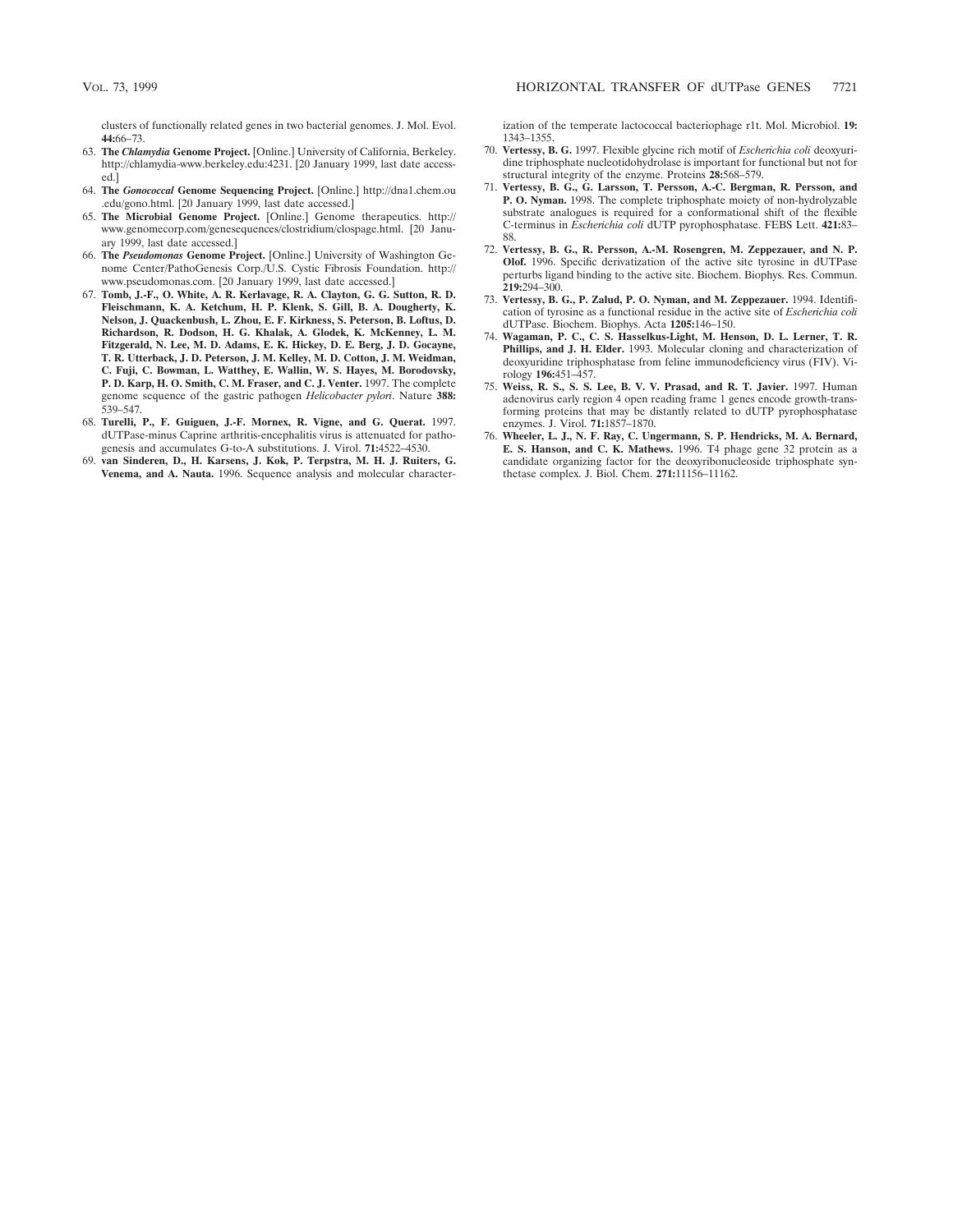clusters of functionally related genes in two bacterial genomes. J. Mol. Evol. **44:**66–73.

63. **The *Chlamydia* Genome Project.** [Online.] University of California, Berkeley. http://chlamydia-www.berkeley.edu:4231. [20 January 1999, last date accessed.]
64. **The *Gonococcal* Genome Sequencing Project.** [Online.] http://dna1.chem.ou.edu/gono.html. [20 January 1999, last date accessed.]
65. **The Microbial Genome Project.** [Online.] Genome therapeutics. http://www.genomecorp.com/genesequences/clostridium/clospage.html. [20 January 1999, last date accessed.]
66. **The *Pseudomonas* Genome Project.** [Online.] University of Washington Genome Center/PathoGenesis Corp./U.S. Cystic Fibrosis Foundation. http://www.pseudomonas.com. [20 January 1999, last date accessed.]
67. **Tomb, J.-F., O. White, A. R. Kerlavage, R. A. Clayton, G. G. Sutton, R. D. Fleischmann, K. A. Ketchum, H. P. Klenk, S. Gill, B. A. Dougherty, K. Nelson, J. Quackenbush, L. Zhou, E. F. Kirkness, S. Peterson, B. Loftus, D. Richardson, R. Dodson, H. G. Khalak, A. Glodek, K. McKenney, L. M. Fitzgerald, N. Lee, M. D. Adams, E. K. Hickey, D. E. Berg, J. D. Gocayne, T. R. Utterback, J. D. Peterson, J. M. Kelley, M. D. Cotton, J. M. Weidman, C. Fuji, C. Bowman, L. Watthey, E. Wallin, W. S. Hayes, M. Borodovsky, P. D. Karp, H. O. Smith, C. M. Fraser, and C. J. Venter.** 1997. The complete genome sequence of the gastric pathogen *Helicobacter pylori*. Nature **388:** 539–547.
68. **Turelli, P., F. Guiguen, J.-F. Mornex, R. Vigne, and G. Querat.** 1997. dUTPase-minus Caprine arthritis-encephalitis virus is attenuated for pathogenesis and accumulates G-to-A substitutions. J. Virol. **71:**4522–4530.
69. **van Sinderen, D., H. Karsens, J. Kok, P. Terpstra, M. H. J. Ruiters, G. Venema, and A. Nauta.** 1996. Sequence analysis and molecular characterization of the temperate lactococcal bacteriophage r1t. Mol. Microbiol. **19:** 1343–1355.
70. **Vertessy, B. G.** 1997. Flexible glycine rich motif of *Escherichia coli* deoxyuridine triphosphate nucleotidohydrolase is important for functional but not for structural integrity of the enzyme. Proteins **28:**568–579.
71. **Vertessy, B. G., G. Larsson, T. Persson, A.-C. Bergman, R. Persson, and P. O. Nyman.** 1998. The complete triphosphate moiety of non-hydrolyzable substrate analogues is required for a conformational shift of the flexible C-terminus in *Escherichia coli* dUTP pyrophosphatase. FEBS Lett. **421:**83–88.
72. **Vertessy, B. G., R. Persson, A.-M. Rosengren, M. Zeppezauer, and N. P. Olof.** 1996. Specific derivatization of the active site tyrosine in dUTPase perturbs ligand binding to the active site. Biochem. Biophys. Res. Commun. **219:**294–300.
73. **Vertessy, B. G., P. Zalud, P. O. Nyman, and M. Zeppezauer.** 1994. Identification of tyrosine as a functional residue in the active site of *Escherichia coli* dUTPase. Biochem. Biophys. Acta **1205:**146–150.
74. **Wagaman, P. C., C. S. Hasselkus-Light, M. Henson, D. L. Lerner, T. R. Phillips, and J. H. Elder.** 1993. Molecular cloning and characterization of deoxyuridine triphosphatase from feline immunodeficiency virus (FIV). Virology **196:**451–457.
75. **Weiss, R. S., S. S. Lee, B. V. V. Prasad, and R. T. Javier.** 1997. Human adenovirus early region 4 open reading frame 1 genes encode growth-transforming proteins that may be distantly related to dUTP pyrophosphatase enzymes. J. Virol. **71:**1857–1870.
76. **Wheeler, L. J., N. F. Ray, C. Ungermann, S. P. Hendricks, M. A. Bernard, E. S. Hanson, and C. K. Mathews.** 1996. T4 phage gene 32 protein as a candidate organizing factor for the deoxyribonucleoside triphosphate synthetase complex. J. Biol. Chem. **271:**11156–11162.